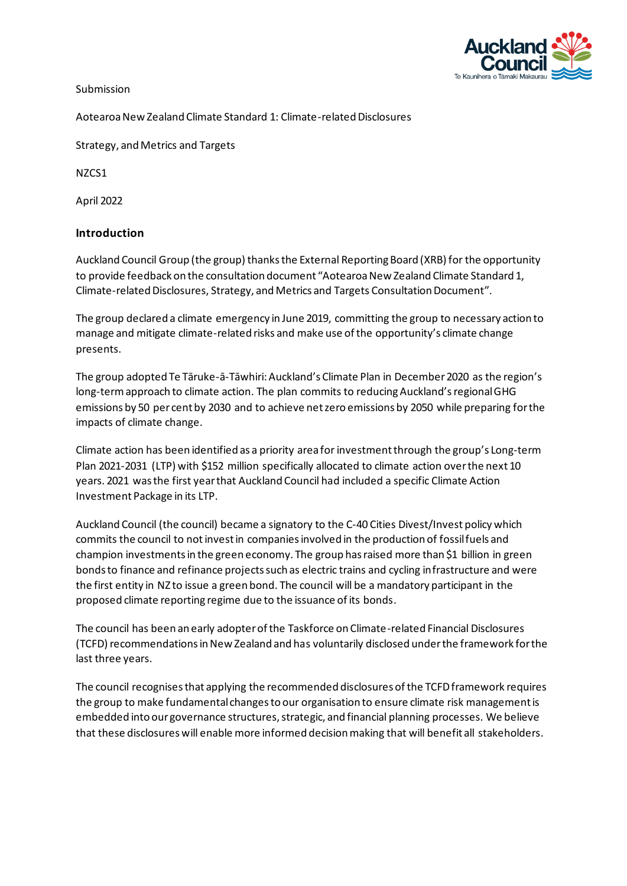Submission

Aotearoa New Zealand Climate Standard 1: Climate-related Disclosures

Strategy, and Metrics and Targets

NZCS1

April 2022

## Introduction

Auckland Council Group (the group) thanks the External Reporting Board (XRB) for the opportunity to provide feedback on the consultation document "Aotearoa New Zealand Climate Standard 1, Climate-related Disclosures, Strategy, and Metrics and Targets Consultation Document".

The group declared a climate emergency in June 2019, committing the group to necessary action to manage and mitigate climate-related risks and make use of the opportunity's climate change presents.

The group adopted Te Tāruke-ā-Tāwhiri: Auckland's Climate Plan in December 2020 as the region's long-term approach to climate action. The plan commits to reducing Auckland's regional GHG emissions by 50 per cent by 2030 and to achieve net zero emissions by 2050 while preparing for the impacts of climate change.

Climate action has been identified as a priority area for investment through the group's Long-term Plan 2021-2031 (LTP) with $152 million specifically allocated to climate action over the next 10 years. 2021 was the first year that Auckland Council had included a specific Climate Action Investment Package in its LTP.

Auckland Council (the council) became a signatory to the C-40 Cities Divest/Invest policy which commits the council to not invest in companies involved in the production of fossil fuels and champion investments in the green economy. The group has raised more than $1 billion in green bonds to finance and refinance projects such as electric trains and cycling infrastructure and were the first entity in NZ to issue a green bond. The council will be a mandatory participant in the proposed climate reporting regime due to the issuance of its bonds.

The council has been an early adopter of the Taskforce on Climate-related Financial Disclosures (TCFD) recommendations in New Zealand and has voluntarily disclosed under the framework for the last three years.

The council recognises that applying the recommended disclosures of the TCFD framework requires the group to make fundamental changes to our organisation to ensure climate risk management is embedded into our governance structures, strategic, and financial planning processes. We believe that these disclosures will enable more informed decision making that will benefit all stakeholders.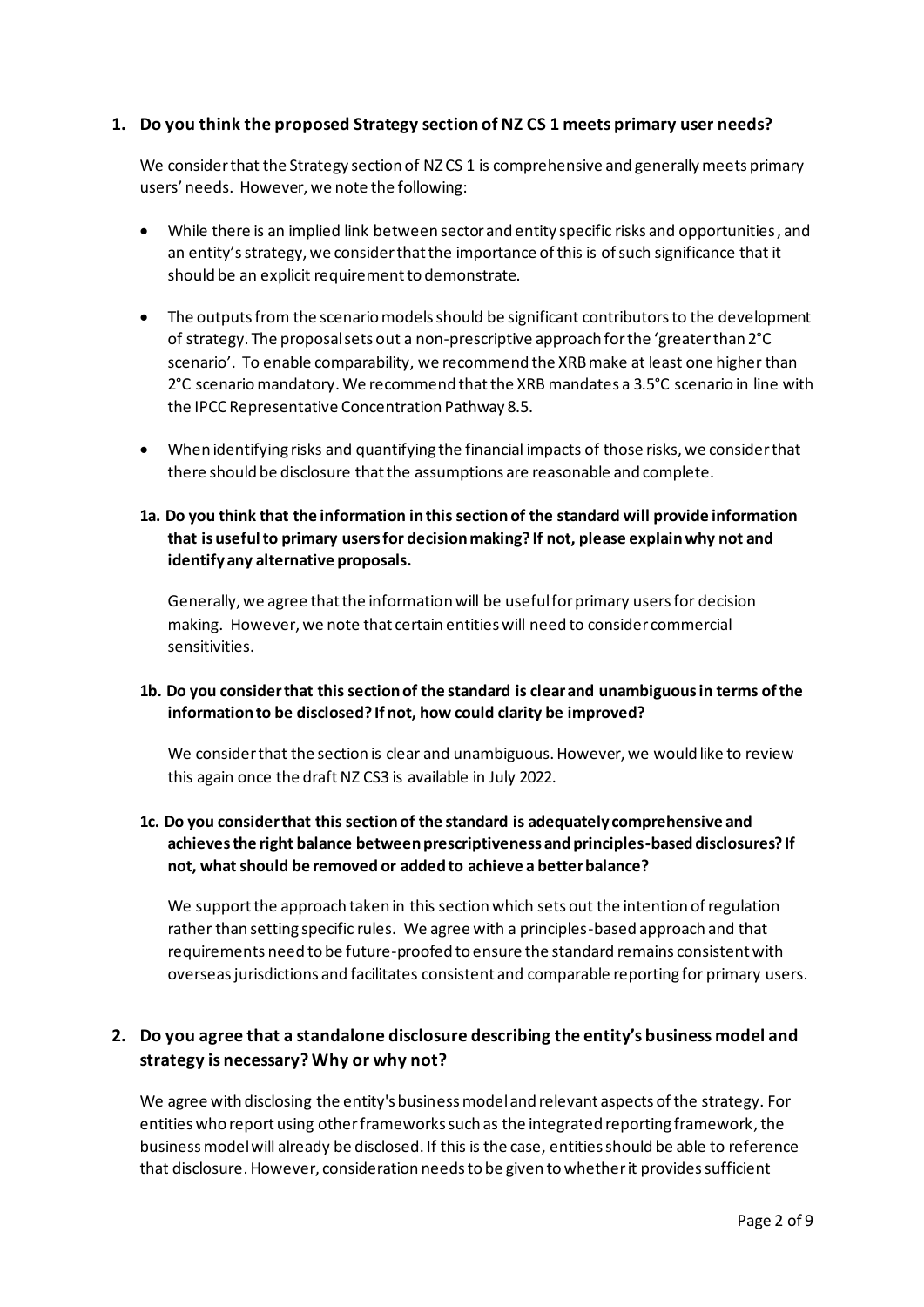1. **Do you think the proposed Strategy section of NZ CS 1 meets primary user needs?**

   We consider that the Strategy section of NZ CS 1 is comprehensive and generally meets primary users' needs. However, we note the following:

   - While there is an implied link between sector and entity specific risks and opportunities, and an entity's strategy, we consider that the importance of this is of such significance that it should be an explicit requirement to demonstrate.
   - The outputs from the scenario models should be significant contributors to the development of strategy. The proposal sets out a non-prescriptive approach for the 'greater than 2°C scenario'. To enable comparability, we recommend the XRB make at least one higher than 2°C scenario mandatory. We recommend that the XRB mandates a 3.5°C scenario in line with the IPCC Representative Concentration Pathway 8.5.
   - When identifying risks and quantifying the financial impacts of those risks, we consider that there should be disclosure that the assumptions are reasonable and complete.

   **1a. Do you think that the information in this section of the standard will provide information that is useful to primary users for decision making? If not, please explain why not and identify any alternative proposals.**

   Generally, we agree that the information will be useful for primary users for decision making. However, we note that certain entities will need to consider commercial sensitivities.

   **1b. Do you consider that this section of the standard is clear and unambiguous in terms of the information to be disclosed? If not, how could clarity be improved?**

   We consider that the section is clear and unambiguous. However, we would like to review this again once the draft NZ CS3 is available in July 2022.

   **1c. Do you consider that this section of the standard is adequately comprehensive and achieves the right balance between prescriptiveness and principles-based disclosures? If not, what should be removed or added to achieve a better balance?**

   We support the approach taken in this section which sets out the intention of regulation rather than setting specific rules. We agree with a principles-based approach and that requirements need to be future-proofed to ensure the standard remains consistent with overseas jurisdictions and facilitates consistent and comparable reporting for primary users.

2. **Do you agree that a standalone disclosure describing the entity's business model and strategy is necessary? Why or why not?**

   We agree with disclosing the entity's business model and relevant aspects of the strategy. For entities who report using other frameworks such as the integrated reporting framework, the business model will already be disclosed. If this is the case, entities should be able to reference that disclosure. However, consideration needs to be given to whether it provides sufficient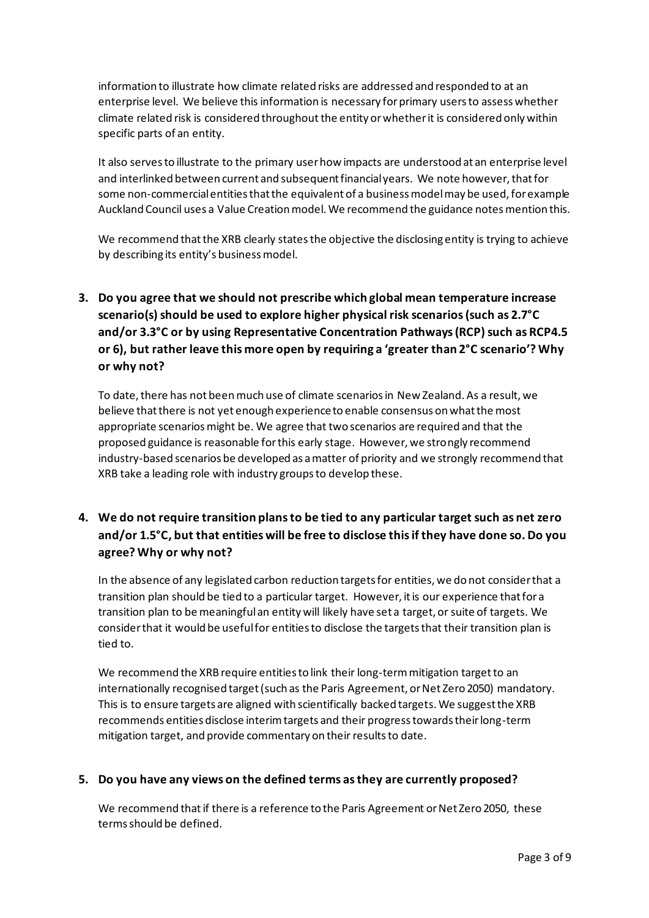information to illustrate how climate related risks are addressed and responded to at an enterprise level. We believe this information is necessary for primary users to assess whether climate related risk is considered throughout the entity or whether it is considered only within specific parts of an entity.

It also serves to illustrate to the primary user how impacts are understood at an enterprise level and interlinked between current and subsequent financial years. We note however, that for some non-commercial entities that the equivalent of a business model may be used, for example Auckland Council uses a Value Creation model. We recommend the guidance notes mention this.

We recommend that the XRB clearly states the objective the disclosing entity is trying to achieve by describing its entity's business model.

**3. Do you agree that we should not prescribe which global mean temperature increase scenario(s) should be used to explore higher physical risk scenarios (such as 2.7°C and/or 3.3°C or by using Representative Concentration Pathways (RCP) such as RCP4.5 or 6), but rather leave this more open by requiring a 'greater than 2°C scenario'? Why or why not?**

To date, there has not been much use of climate scenarios in New Zealand. As a result, we believe that there is not yet enough experience to enable consensus on what the most appropriate scenarios might be. We agree that two scenarios are required and that the proposed guidance is reasonable for this early stage. However, we strongly recommend industry-based scenarios be developed as a matter of priority and we strongly recommend that XRB take a leading role with industry groups to develop these.

**4. We do not require transition plans to be tied to any particular target such as net zero and/or 1.5°C, but that entities will be free to disclose this if they have done so. Do you agree? Why or why not?**

In the absence of any legislated carbon reduction targets for entities, we do not consider that a transition plan should be tied to a particular target. However, it is our experience that for a transition plan to be meaningful an entity will likely have set a target, or suite of targets. We consider that it would be useful for entities to disclose the targets that their transition plan is tied to.

We recommend the XRB require entities to link their long-term mitigation target to an internationally recognised target (such as the Paris Agreement, or Net Zero 2050) mandatory. This is to ensure targets are aligned with scientifically backed targets. We suggest the XRB recommends entities disclose interim targets and their progress towards their long-term mitigation target, and provide commentary on their results to date.

**5. Do you have any views on the defined terms as they are currently proposed?**

We recommend that if there is a reference to the Paris Agreement or Net Zero 2050, these terms should be defined.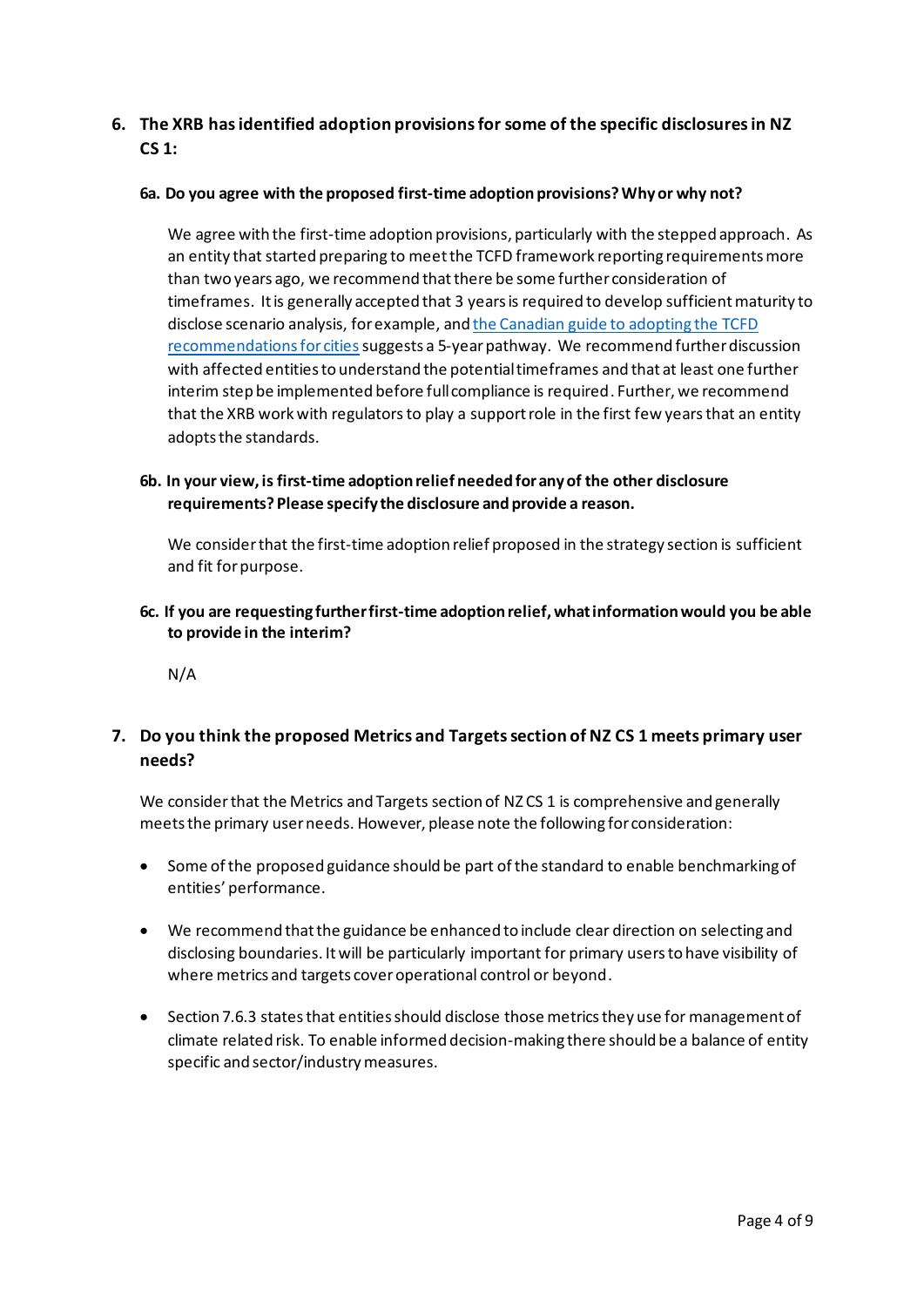6. **The XRB has identified adoption provisions for some of the specific disclosures in NZ CS 1:**

   **6a. Do you agree with the proposed first-time adoption provisions? Why or why not?**

   We agree with the first-time adoption provisions, particularly with the stepped approach. As an entity that started preparing to meet the TCFD framework reporting requirements more than two years ago, we recommend that there be some further consideration of timeframes. It is generally accepted that 3 years is required to develop sufficient maturity to disclose scenario analysis, for example, and the Canadian guide to adopting the TCFD recommendations for cities suggests a 5-year pathway. We recommend further discussion with affected entities to understand the potential timeframes and that at least one further interim step be implemented before full compliance is required. Further, we recommend that the XRB work with regulators to play a support role in the first few years that an entity adopts the standards.

   **6b. In your view, is first-time adoption relief needed for any of the other disclosure requirements? Please specify the disclosure and provide a reason.**

   We consider that the first-time adoption relief proposed in the strategy section is sufficient and fit for purpose.

   **6c. If you are requesting further first-time adoption relief, what information would you be able to provide in the interim?**

   N/A

7. **Do you think the proposed Metrics and Targets section of NZ CS 1 meets primary user needs?**

   We consider that the Metrics and Targets section of NZ CS 1 is comprehensive and generally meets the primary user needs. However, please note the following for consideration:

   - Some of the proposed guidance should be part of the standard to enable benchmarking of entities' performance.
   - We recommend that the guidance be enhanced to include clear direction on selecting and disclosing boundaries. It will be particularly important for primary users to have visibility of where metrics and targets cover operational control or beyond.
   - Section 7.6.3 states that entities should disclose those metrics they use for management of climate related risk. To enable informed decision-making there should be a balance of entity specific and sector/industry measures.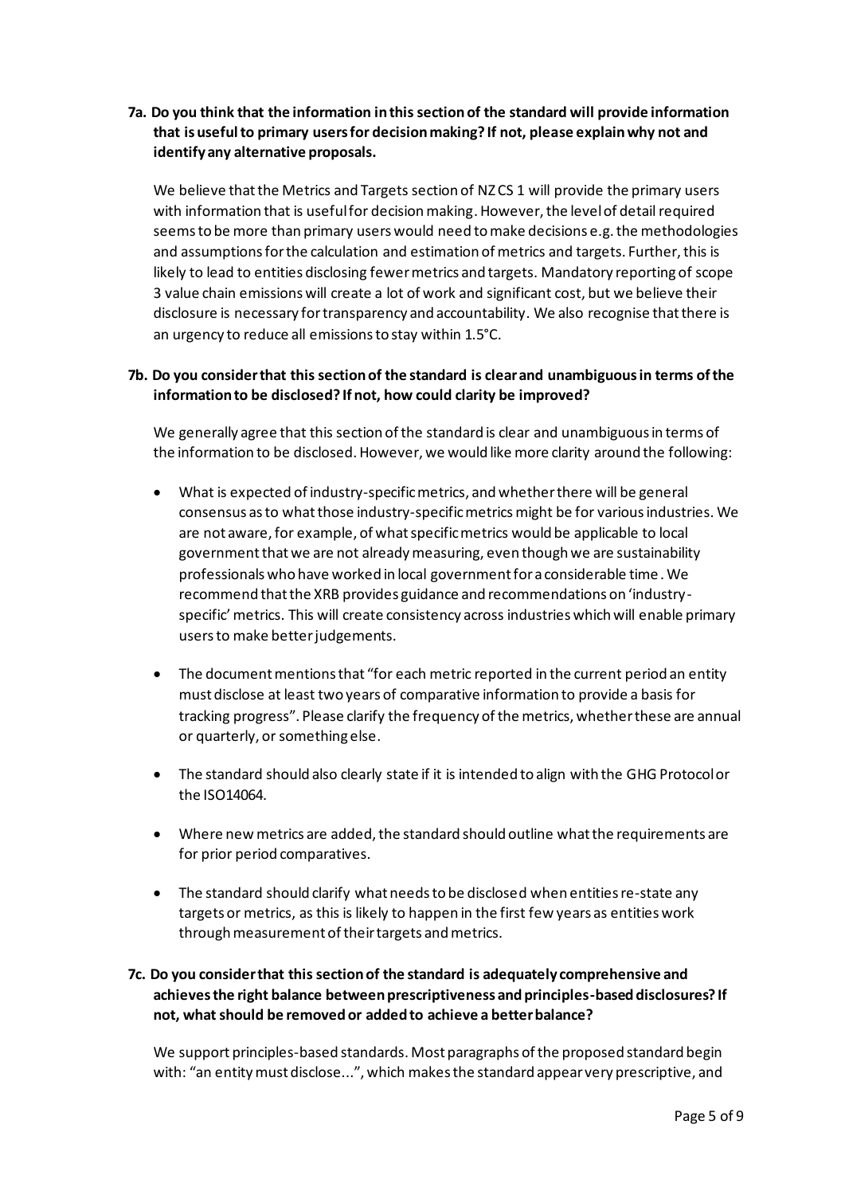**7a. Do you think that the information in this section of the standard will provide information that is useful to primary users for decision making? If not, please explain why not and identify any alternative proposals.**

We believe that the Metrics and Targets section of NZ CS 1 will provide the primary users with information that is useful for decision making. However, the level of detail required seems to be more than primary users would need to make decisions e.g. the methodologies and assumptions for the calculation and estimation of metrics and targets. Further, this is likely to lead to entities disclosing fewer metrics and targets. Mandatory reporting of scope 3 value chain emissions will create a lot of work and significant cost, but we believe their disclosure is necessary for transparency and accountability. We also recognise that there is an urgency to reduce all emissions to stay within 1.5°C.

**7b. Do you consider that this section of the standard is clear and unambiguous in terms of the information to be disclosed? If not, how could clarity be improved?**

We generally agree that this section of the standard is clear and unambiguous in terms of the information to be disclosed. However, we would like more clarity around the following:

- What is expected of industry-specific metrics, and whether there will be general consensus as to what those industry-specific metrics might be for various industries. We are not aware, for example, of what specific metrics would be applicable to local government that we are not already measuring, even though we are sustainability professionals who have worked in local government for a considerable time. We recommend that the XRB provides guidance and recommendations on 'industry-specific' metrics. This will create consistency across industries which will enable primary users to make better judgements.
- The document mentions that "for each metric reported in the current period an entity must disclose at least two years of comparative information to provide a basis for tracking progress". Please clarify the frequency of the metrics, whether these are annual or quarterly, or something else.
- The standard should also clearly state if it is intended to align with the GHG Protocol or the ISO14064.
- Where new metrics are added, the standard should outline what the requirements are for prior period comparatives.
- The standard should clarify what needs to be disclosed when entities re-state any targets or metrics, as this is likely to happen in the first few years as entities work through measurement of their targets and metrics.

**7c. Do you consider that this section of the standard is adequately comprehensive and achieves the right balance between prescriptiveness and principles-based disclosures? If not, what should be removed or added to achieve a better balance?**

We support principles-based standards. Most paragraphs of the proposed standard begin with: "an entity must disclose...", which makes the standard appear very prescriptive, and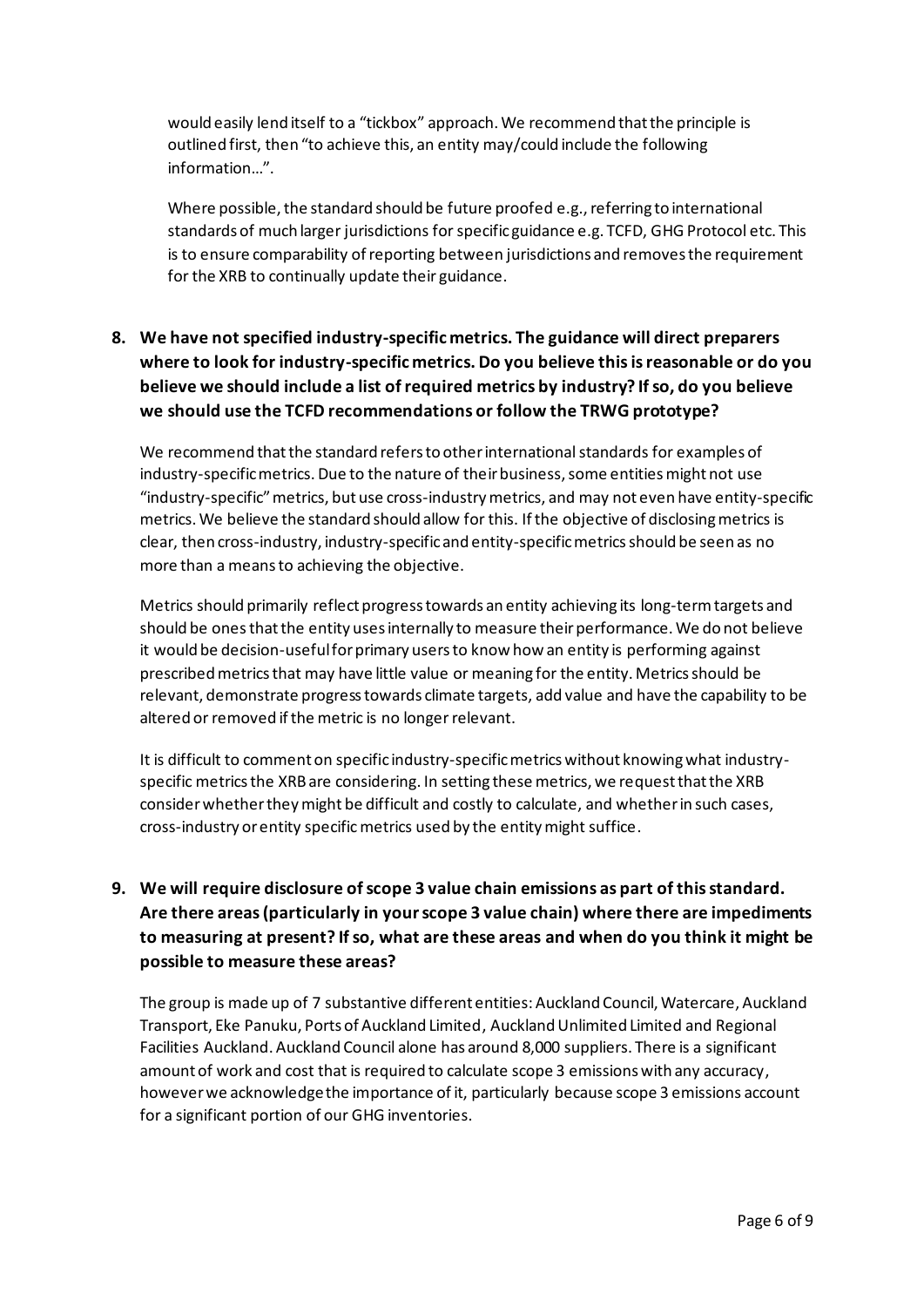would easily lend itself to a "tickbox" approach. We recommend that the principle is outlined first, then "to achieve this, an entity may/could include the following information…".

Where possible, the standard should be future proofed e.g., referring to international standards of much larger jurisdictions for specific guidance e.g. TCFD, GHG Protocol etc. This is to ensure comparability of reporting between jurisdictions and removes the requirement for the XRB to continually update their guidance.

**8. We have not specified industry-specific metrics. The guidance will direct preparers where to look for industry-specific metrics. Do you believe this is reasonable or do you believe we should include a list of required metrics by industry? If so, do you believe we should use the TCFD recommendations or follow the TRWG prototype?**

We recommend that the standard refers to other international standards for examples of industry-specific metrics. Due to the nature of their business, some entities might not use "industry-specific" metrics, but use cross-industry metrics, and may not even have entity-specific metrics. We believe the standard should allow for this. If the objective of disclosing metrics is clear, then cross-industry, industry-specific and entity-specific metrics should be seen as no more than a means to achieving the objective.

Metrics should primarily reflect progress towards an entity achieving its long-term targets and should be ones that the entity uses internally to measure their performance. We do not believe it would be decision-useful for primary users to know how an entity is performing against prescribed metrics that may have little value or meaning for the entity. Metrics should be relevant, demonstrate progress towards climate targets, add value and have the capability to be altered or removed if the metric is no longer relevant.

It is difficult to comment on specific industry-specific metrics without knowing what industry-specific metrics the XRB are considering. In setting these metrics, we request that the XRB consider whether they might be difficult and costly to calculate, and whether in such cases, cross-industry or entity specific metrics used by the entity might suffice.

**9. We will require disclosure of scope 3 value chain emissions as part of this standard. Are there areas (particularly in your scope 3 value chain) where there are impediments to measuring at present? If so, what are these areas and when do you think it might be possible to measure these areas?**

The group is made up of 7 substantive different entities: Auckland Council, Watercare, Auckland Transport, Eke Panuku, Ports of Auckland Limited, Auckland Unlimited Limited and Regional Facilities Auckland. Auckland Council alone has around 8,000 suppliers. There is a significant amount of work and cost that is required to calculate scope 3 emissions with any accuracy, however we acknowledge the importance of it, particularly because scope 3 emissions account for a significant portion of our GHG inventories.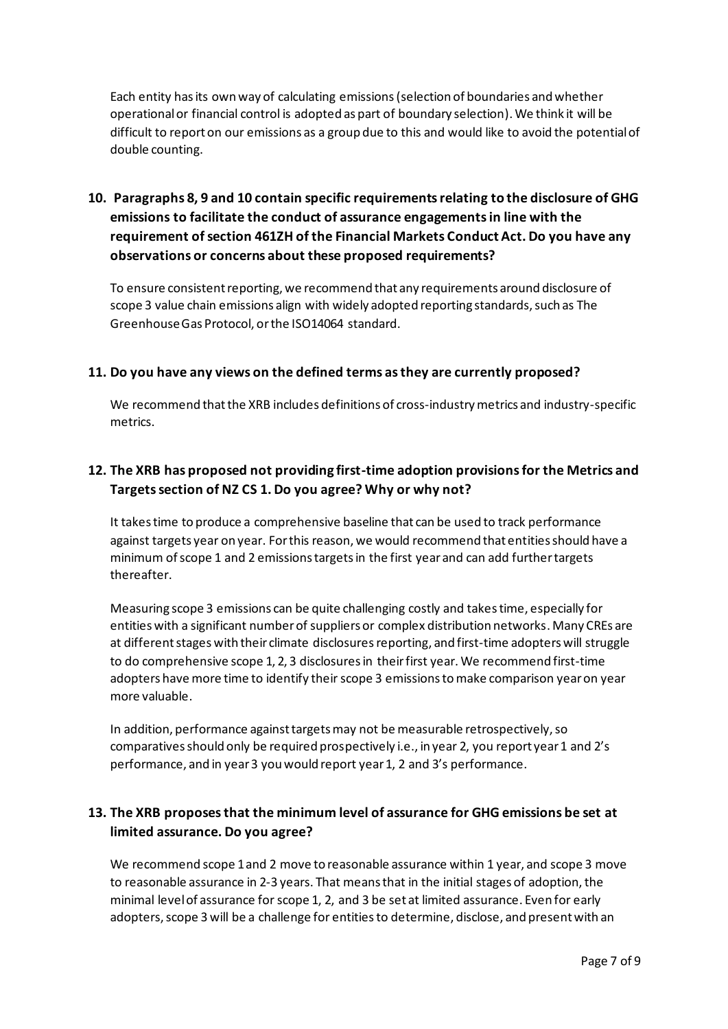Each entity has its own way of calculating emissions (selection of boundaries and whether operational or financial control is adopted as part of boundary selection). We think it will be difficult to report on our emissions as a group due to this and would like to avoid the potential of double counting.

**10. Paragraphs 8, 9 and 10 contain specific requirements relating to the disclosure of GHG emissions to facilitate the conduct of assurance engagements in line with the requirement of section 461ZH of the Financial Markets Conduct Act. Do you have any observations or concerns about these proposed requirements?**

To ensure consistent reporting, we recommend that any requirements around disclosure of scope 3 value chain emissions align with widely adopted reporting standards, such as The Greenhouse Gas Protocol, or the ISO14064 standard.

**11. Do you have any views on the defined terms as they are currently proposed?**

We recommend that the XRB includes definitions of cross-industry metrics and industry-specific metrics.

**12. The XRB has proposed not providing first-time adoption provisions for the Metrics and Targets section of NZ CS 1. Do you agree? Why or why not?**

It takes time to produce a comprehensive baseline that can be used to track performance against targets year on year. For this reason, we would recommend that entities should have a minimum of scope 1 and 2 emissions targets in the first year and can add further targets thereafter.

Measuring scope 3 emissions can be quite challenging costly and takes time, especially for entities with a significant number of suppliers or complex distribution networks. Many CREs are at different stages with their climate disclosures reporting, and first-time adopters will struggle to do comprehensive scope 1, 2, 3 disclosures in their first year. We recommend first-time adopters have more time to identify their scope 3 emissions to make comparison year on year more valuable.

In addition, performance against targets may not be measurable retrospectively, so comparatives should only be required prospectively i.e., in year 2, you report year 1 and 2's performance, and in year 3 you would report year 1, 2 and 3's performance.

**13. The XRB proposes that the minimum level of assurance for GHG emissions be set at limited assurance. Do you agree?**

We recommend scope 1 and 2 move to reasonable assurance within 1 year, and scope 3 move to reasonable assurance in 2-3 years. That means that in the initial stages of adoption, the minimal level of assurance for scope 1, 2, and 3 be set at limited assurance. Even for early adopters, scope 3 will be a challenge for entities to determine, disclose, and present with an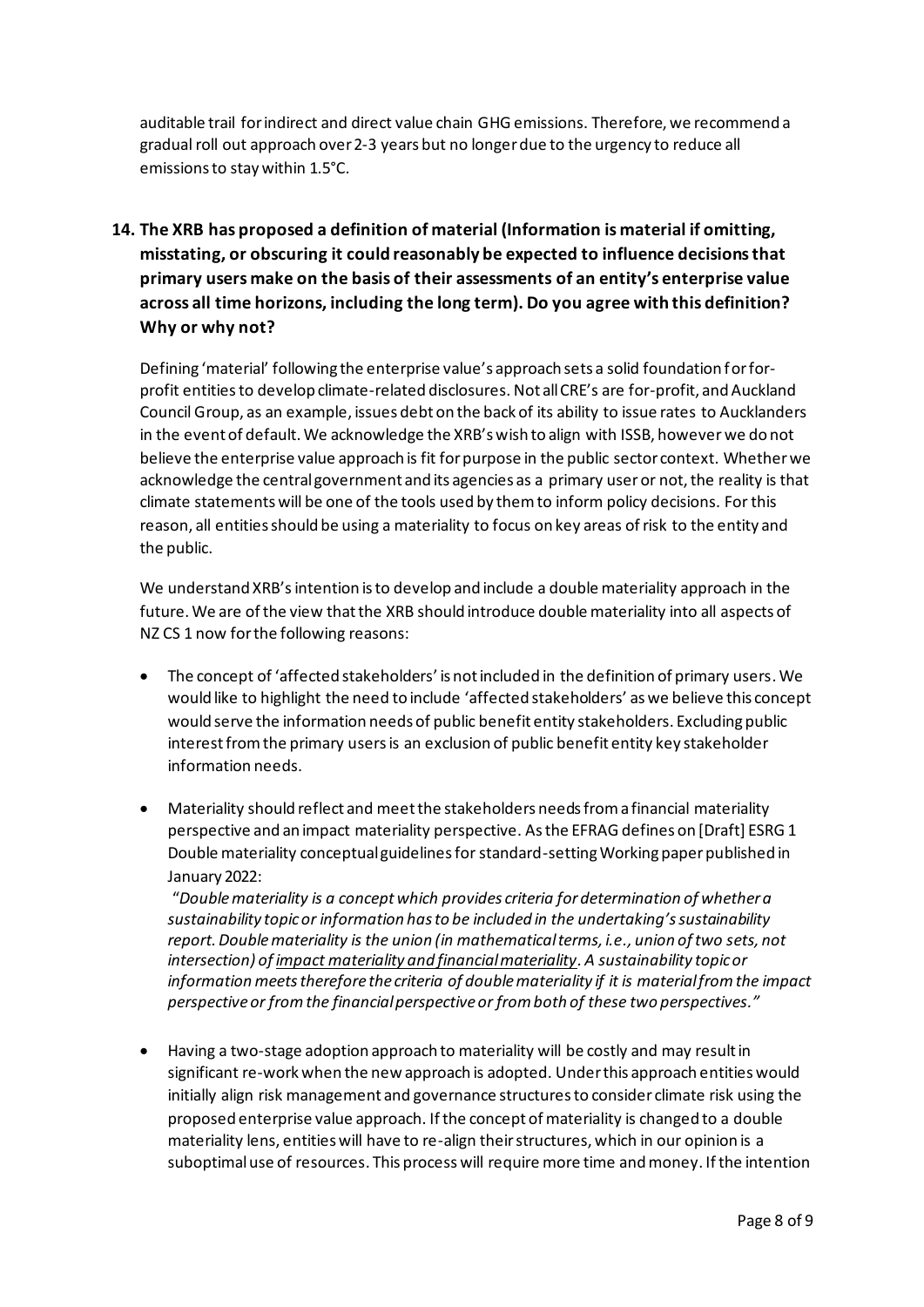auditable trail for indirect and direct value chain GHG emissions. Therefore, we recommend a gradual roll out approach over 2-3 years but no longer due to the urgency to reduce all emissions to stay within 1.5°C.

**14. The XRB has proposed a definition of material (Information is material if omitting, misstating, or obscuring it could reasonably be expected to influence decisions that primary users make on the basis of their assessments of an entity's enterprise value across all time horizons, including the long term). Do you agree with this definition? Why or why not?**

Defining 'material' following the enterprise value's approach sets a solid foundation for for-profit entities to develop climate-related disclosures. Not all CRE's are for-profit, and Auckland Council Group, as an example, issues debt on the back of its ability to issue rates to Aucklanders in the event of default. We acknowledge the XRB's wish to align with ISSB, however we do not believe the enterprise value approach is fit for purpose in the public sector context. Whether we acknowledge the central government and its agencies as a primary user or not, the reality is that climate statements will be one of the tools used by them to inform policy decisions. For this reason, all entities should be using a materiality to focus on key areas of risk to the entity and the public.

We understand XRB's intention is to develop and include a double materiality approach in the future. We are of the view that the XRB should introduce double materiality into all aspects of NZ CS 1 now for the following reasons:

- The concept of 'affected stakeholders' is not included in the definition of primary users. We would like to highlight the need to include 'affected stakeholders' as we believe this concept would serve the information needs of public benefit entity stakeholders. Excluding public interest from the primary users is an exclusion of public benefit entity key stakeholder information needs.
- Materiality should reflect and meet the stakeholders needs from a financial materiality perspective and an impact materiality perspective. As the EFRAG defines on [Draft] ESRG 1 Double materiality conceptual guidelines for standard-setting Working paper published in January 2022:

  "*Double materiality is a concept which provides criteria for determination of whether a sustainability topic or information has to be included in the undertaking's sustainability report. Double materiality is the union (in mathematical terms, i.e., union of two sets, not intersection) of <u>impact materiality and financial materiality</u>. A sustainability topic or information meets therefore the criteria of double materiality if it is material from the impact perspective or from the financial perspective or from both of these two perspectives.*"
- Having a two-stage adoption approach to materiality will be costly and may result in significant re-work when the new approach is adopted. Under this approach entities would initially align risk management and governance structures to consider climate risk using the proposed enterprise value approach. If the concept of materiality is changed to a double materiality lens, entities will have to re-align their structures, which in our opinion is a suboptimal use of resources. This process will require more time and money. If the intention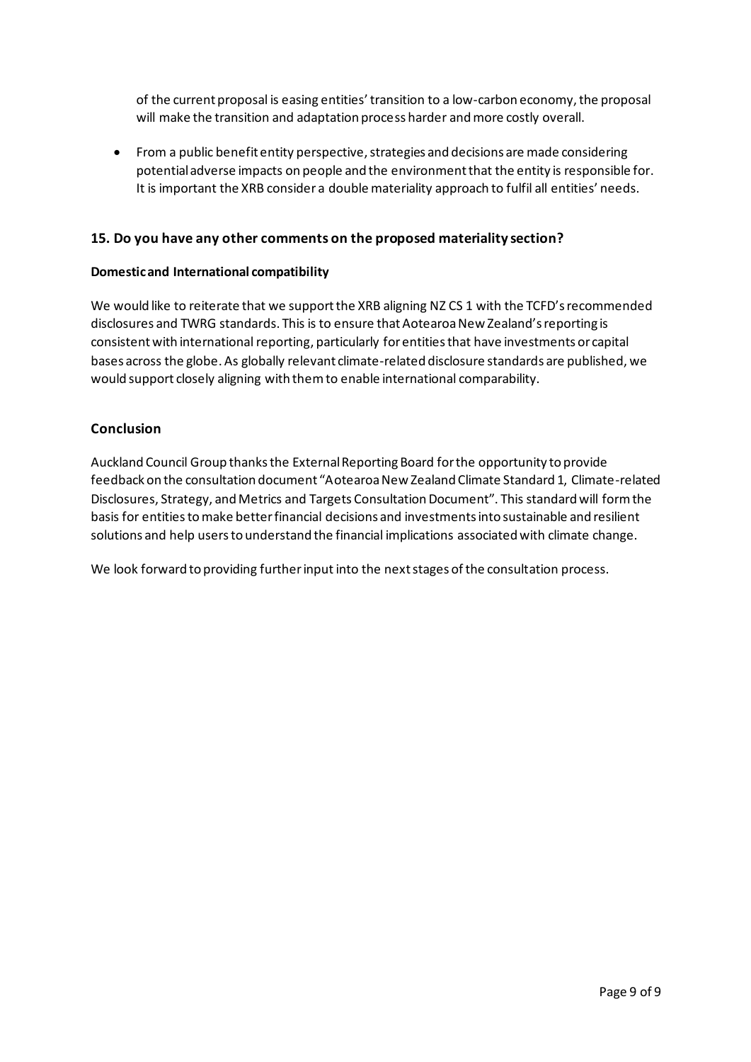of the current proposal is easing entities' transition to a low-carbon economy, the proposal will make the transition and adaptation process harder and more costly overall.

- From a public benefit entity perspective, strategies and decisions are made considering potential adverse impacts on people and the environment that the entity is responsible for. It is important the XRB consider a double materiality approach to fulfil all entities' needs.

### 15. Do you have any other comments on the proposed materiality section?

**Domestic and International compatibility**

We would like to reiterate that we support the XRB aligning NZ CS 1 with the TCFD's recommended disclosures and TWRG standards. This is to ensure that Aotearoa New Zealand's reporting is consistent with international reporting, particularly for entities that have investments or capital bases across the globe. As globally relevant climate-related disclosure standards are published, we would support closely aligning with them to enable international comparability.

## Conclusion

Auckland Council Group thanks the External Reporting Board for the opportunity to provide feedback on the consultation document "Aotearoa New Zealand Climate Standard 1, Climate-related Disclosures, Strategy, and Metrics and Targets Consultation Document". This standard will form the basis for entities to make better financial decisions and investments into sustainable and resilient solutions and help users to understand the financial implications associated with climate change.

We look forward to providing further input into the next stages of the consultation process.